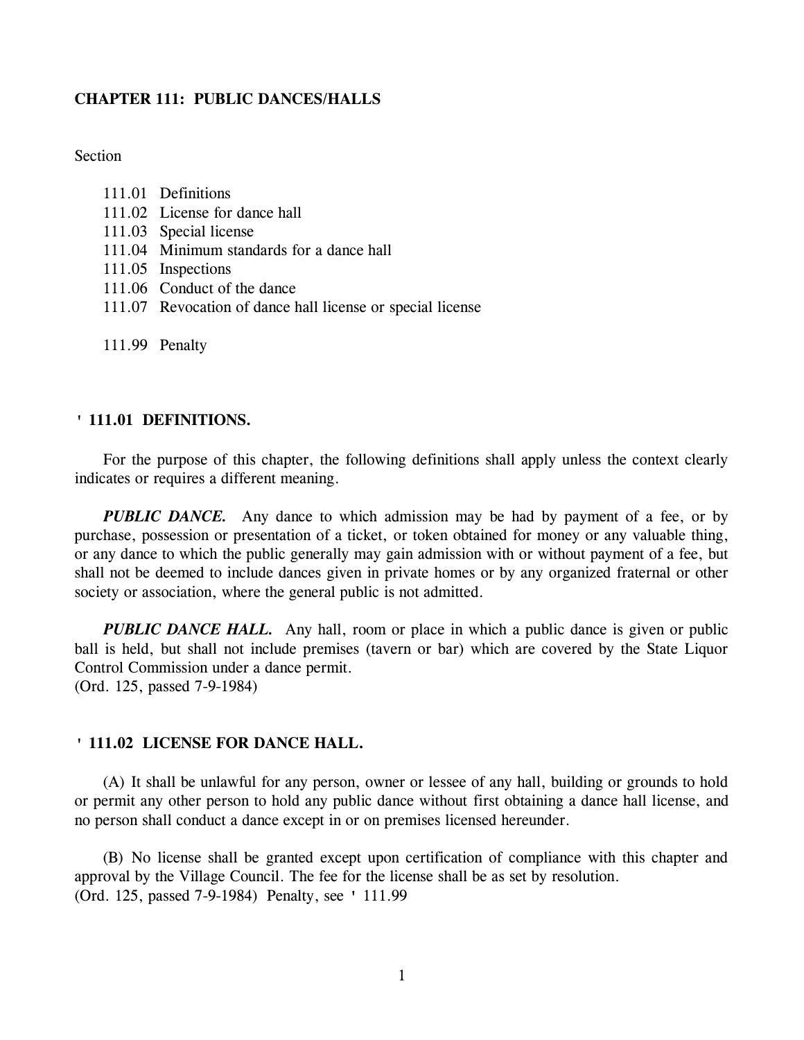# CHAPTER 111: PUBLIC DANCES/HALLS

Section

111.01 Definitions
111.02 License for dance hall
111.03 Special license
111.04 Minimum standards for a dance hall
111.05 Inspections
111.06 Conduct of the dance
111.07 Revocation of dance hall license or special license

111.99 Penalty

## ' 111.01 DEFINITIONS.

For the purpose of this chapter, the following definitions shall apply unless the context clearly indicates or requires a different meaning.

***PUBLIC DANCE.*** Any dance to which admission may be had by payment of a fee, or by purchase, possession or presentation of a ticket, or token obtained for money or any valuable thing, or any dance to which the public generally may gain admission with or without payment of a fee, but shall not be deemed to include dances given in private homes or by any organized fraternal or other society or association, where the general public is not admitted.

***PUBLIC DANCE HALL.*** Any hall, room or place in which a public dance is given or public ball is held, but shall not include premises (tavern or bar) which are covered by the State Liquor Control Commission under a dance permit.
(Ord. 125, passed 7-9-1984)

## ' 111.02 LICENSE FOR DANCE HALL.

(A) It shall be unlawful for any person, owner or lessee of any hall, building or grounds to hold or permit any other person to hold any public dance without first obtaining a dance hall license, and no person shall conduct a dance except in or on premises licensed hereunder.

(B) No license shall be granted except upon certification of compliance with this chapter and approval by the Village Council. The fee for the license shall be as set by resolution.
(Ord. 125, passed 7-9-1984) Penalty, see ' 111.99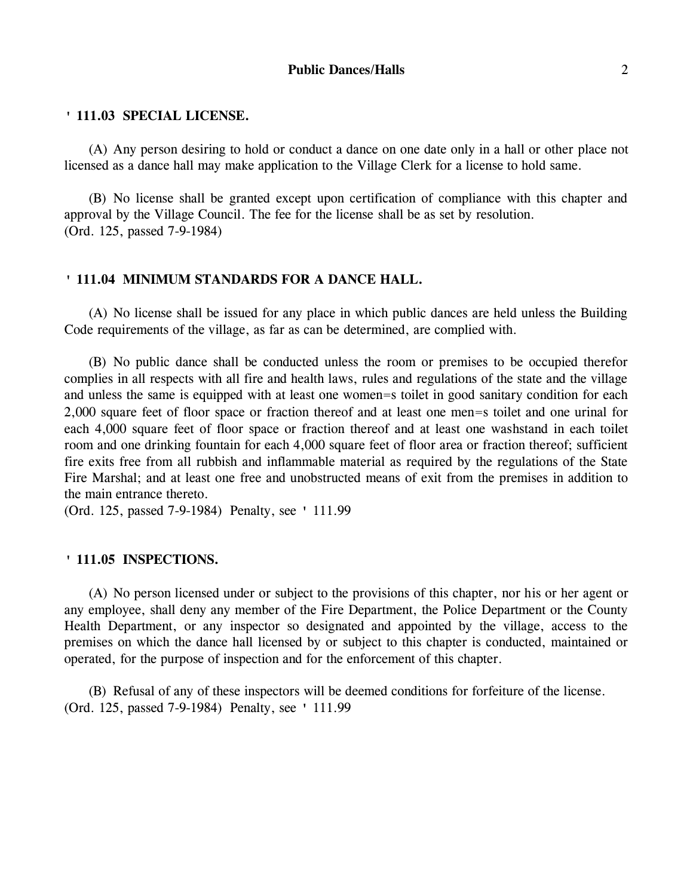### ' 111.03 SPECIAL LICENSE.

(A) Any person desiring to hold or conduct a dance on one date only in a hall or other place not licensed as a dance hall may make application to the Village Clerk for a license to hold same.

(B) No license shall be granted except upon certification of compliance with this chapter and approval by the Village Council. The fee for the license shall be as set by resolution.
(Ord. 125, passed 7-9-1984)

### ' 111.04 MINIMUM STANDARDS FOR A DANCE HALL.

(A) No license shall be issued for any place in which public dances are held unless the Building Code requirements of the village, as far as can be determined, are complied with.

(B) No public dance shall be conducted unless the room or premises to be occupied therefor complies in all respects with all fire and health laws, rules and regulations of the state and the village and unless the same is equipped with at least one women=s toilet in good sanitary condition for each 2,000 square feet of floor space or fraction thereof and at least one men=s toilet and one urinal for each 4,000 square feet of floor space or fraction thereof and at least one washstand in each toilet room and one drinking fountain for each 4,000 square feet of floor area or fraction thereof; sufficient fire exits free from all rubbish and inflammable material as required by the regulations of the State Fire Marshal; and at least one free and unobstructed means of exit from the premises in addition to the main entrance thereto.
(Ord. 125, passed 7-9-1984) Penalty, see ' 111.99

### ' 111.05 INSPECTIONS.

(A) No person licensed under or subject to the provisions of this chapter, nor his or her agent or any employee, shall deny any member of the Fire Department, the Police Department or the County Health Department, or any inspector so designated and appointed by the village, access to the premises on which the dance hall licensed by or subject to this chapter is conducted, maintained or operated, for the purpose of inspection and for the enforcement of this chapter.

(B) Refusal of any of these inspectors will be deemed conditions for forfeiture of the license.
(Ord. 125, passed 7-9-1984) Penalty, see ' 111.99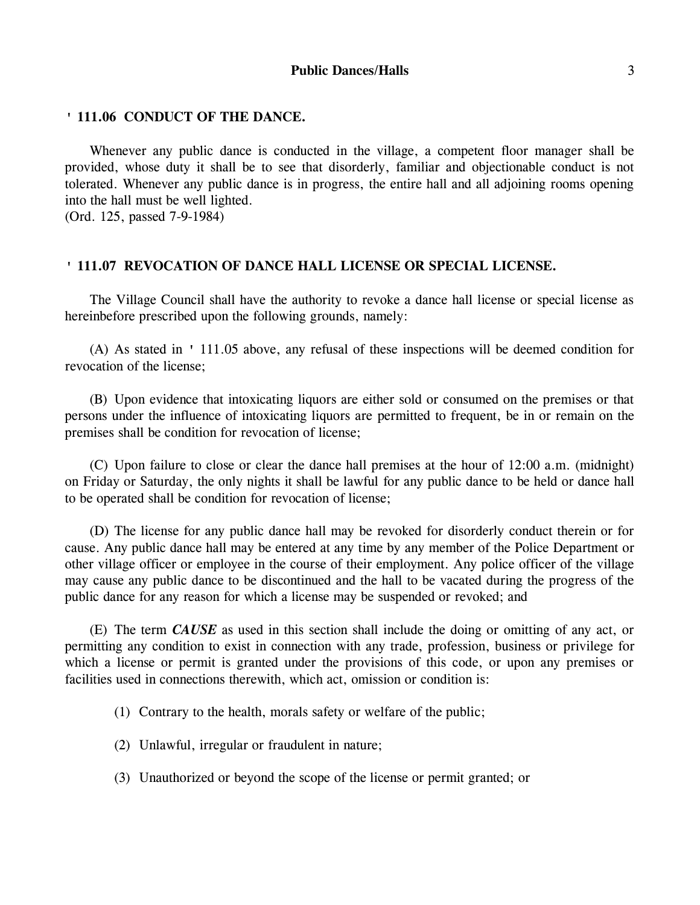## ' 111.06 CONDUCT OF THE DANCE.

Whenever any public dance is conducted in the village, a competent floor manager shall be provided, whose duty it shall be to see that disorderly, familiar and objectionable conduct is not tolerated. Whenever any public dance is in progress, the entire hall and all adjoining rooms opening into the hall must be well lighted.
(Ord. 125, passed 7-9-1984)

## ' 111.07 REVOCATION OF DANCE HALL LICENSE OR SPECIAL LICENSE.

The Village Council shall have the authority to revoke a dance hall license or special license as hereinbefore prescribed upon the following grounds, namely:

(A) As stated in ' 111.05 above, any refusal of these inspections will be deemed condition for revocation of the license;

(B) Upon evidence that intoxicating liquors are either sold or consumed on the premises or that persons under the influence of intoxicating liquors are permitted to frequent, be in or remain on the premises shall be condition for revocation of license;

(C) Upon failure to close or clear the dance hall premises at the hour of 12:00 a.m. (midnight) on Friday or Saturday, the only nights it shall be lawful for any public dance to be held or dance hall to be operated shall be condition for revocation of license;

(D) The license for any public dance hall may be revoked for disorderly conduct therein or for cause. Any public dance hall may be entered at any time by any member of the Police Department or other village officer or employee in the course of their employment. Any police officer of the village may cause any public dance to be discontinued and the hall to be vacated during the progress of the public dance for any reason for which a license may be suspended or revoked; and

(E) The term ***CAUSE*** as used in this section shall include the doing or omitting of any act, or permitting any condition to exist in connection with any trade, profession, business or privilege for which a license or permit is granted under the provisions of this code, or upon any premises or facilities used in connections therewith, which act, omission or condition is:

(1) Contrary to the health, morals safety or welfare of the public;

(2) Unlawful, irregular or fraudulent in nature;

(3) Unauthorized or beyond the scope of the license or permit granted; or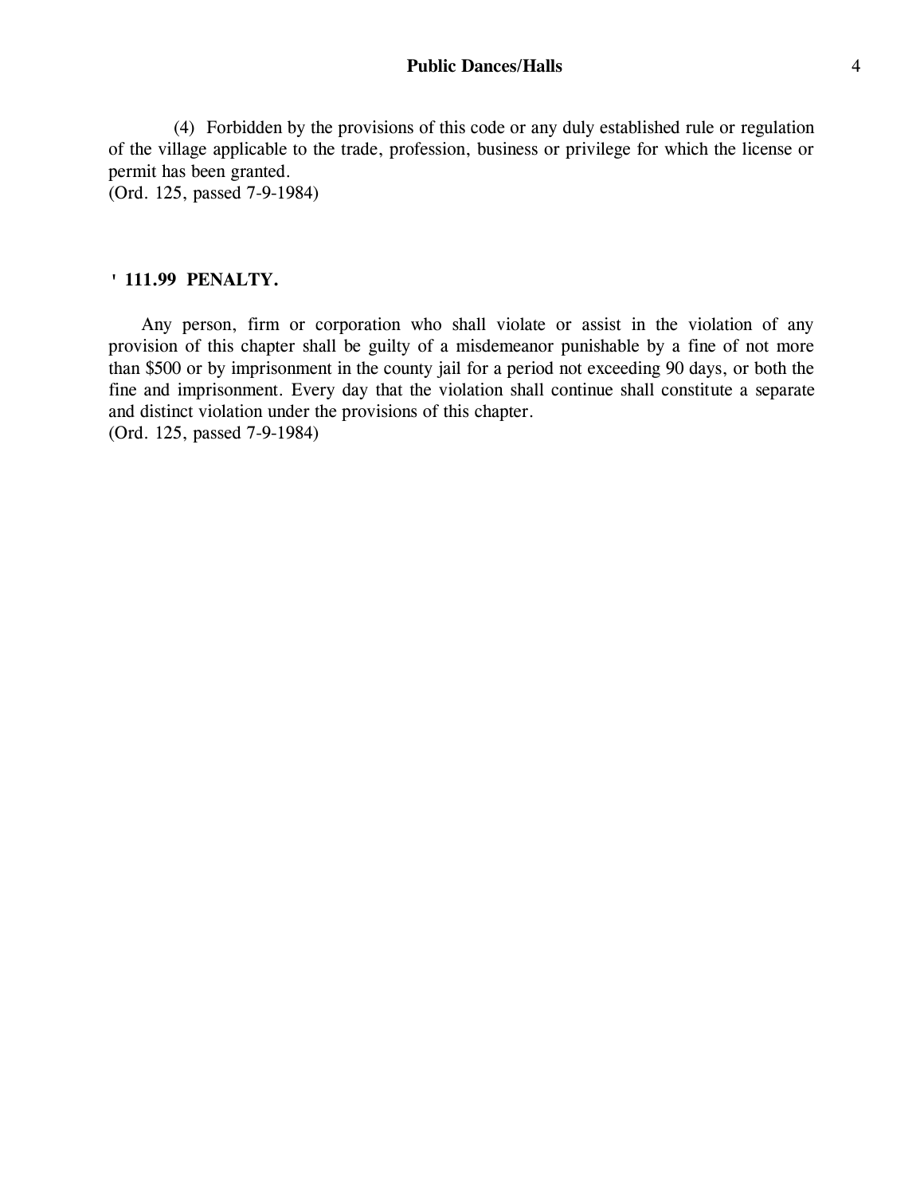(4) Forbidden by the provisions of this code or any duly established rule or regulation of the village applicable to the trade, profession, business or privilege for which the license or permit has been granted.
(Ord. 125, passed 7-9-1984)

### ' 111.99 PENALTY.

Any person, firm or corporation who shall violate or assist in the violation of any provision of this chapter shall be guilty of a misdemeanor punishable by a fine of not more than $500 or by imprisonment in the county jail for a period not exceeding 90 days, or both the fine and imprisonment. Every day that the violation shall continue shall constitute a separate and distinct violation under the provisions of this chapter.
(Ord. 125, passed 7-9-1984)